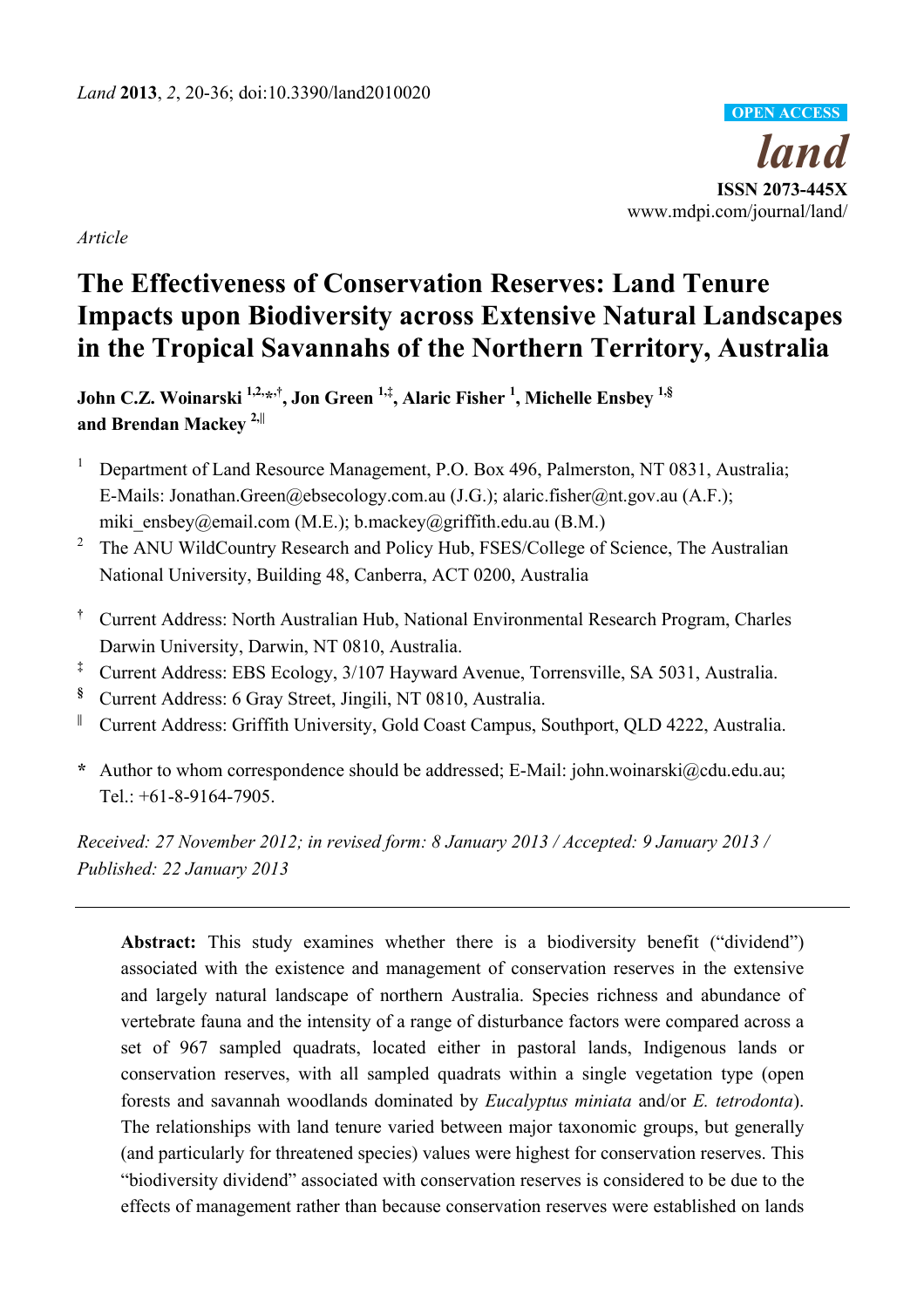*Land* **2013**, *2*, 20-36; doi:10.3390/land2010020

OPEN ACCESS

*land*

**ISSN 2073-445X**

www.mdpi.com/journal/land/

*Article*

# The Effectiveness of Conservation Reserves: Land Tenure Impacts upon Biodiversity across Extensive Natural Landscapes in the Tropical Savannahs of the Northern Territory, Australia

**John C.Z. Woinarski [1,2,*,†], Jon Green [1,‡], Alaric Fisher [1], Michelle Ensbey [1,§] and Brendan Mackey [2,‖]**

[1] Department of Land Resource Management, P.O. Box 496, Palmerston, NT 0831, Australia; E-Mails: Jonathan.Green@ebsecology.com.au (J.G.); alaric.fisher@nt.gov.au (A.F.); miki_ensbey@email.com (M.E.); b.mackey@griffith.edu.au (B.M.)

[2] The ANU WildCountry Research and Policy Hub, FSES/College of Science, The Australian National University, Building 48, Canberra, ACT 0200, Australia

[†] Current Address: North Australian Hub, National Environmental Research Program, Charles Darwin University, Darwin, NT 0810, Australia.

[‡] Current Address: EBS Ecology, 3/107 Hayward Avenue, Torrensville, SA 5031, Australia.

[§] Current Address: 6 Gray Street, Jingili, NT 0810, Australia.

[‖] Current Address: Griffith University, Gold Coast Campus, Southport, QLD 4222, Australia.

[*] Author to whom correspondence should be addressed; E-Mail: john.woinarski@cdu.edu.au; Tel.: +61-8-9164-7905.

*Received: 27 November 2012; in revised form: 8 January 2013 / Accepted: 9 January 2013 / Published: 22 January 2013*

---

**Abstract:** This study examines whether there is a biodiversity benefit ("dividend") associated with the existence and management of conservation reserves in the extensive and largely natural landscape of northern Australia. Species richness and abundance of vertebrate fauna and the intensity of a range of disturbance factors were compared across a set of 967 sampled quadrats, located either in pastoral lands, Indigenous lands or conservation reserves, with all sampled quadrats within a single vegetation type (open forests and savannah woodlands dominated by *Eucalyptus miniata* and/or *E. tetrodonta*). The relationships with land tenure varied between major taxonomic groups, but generally (and particularly for threatened species) values were highest for conservation reserves. This "biodiversity dividend" associated with conservation reserves is considered to be due to the effects of management rather than because conservation reserves were established on lands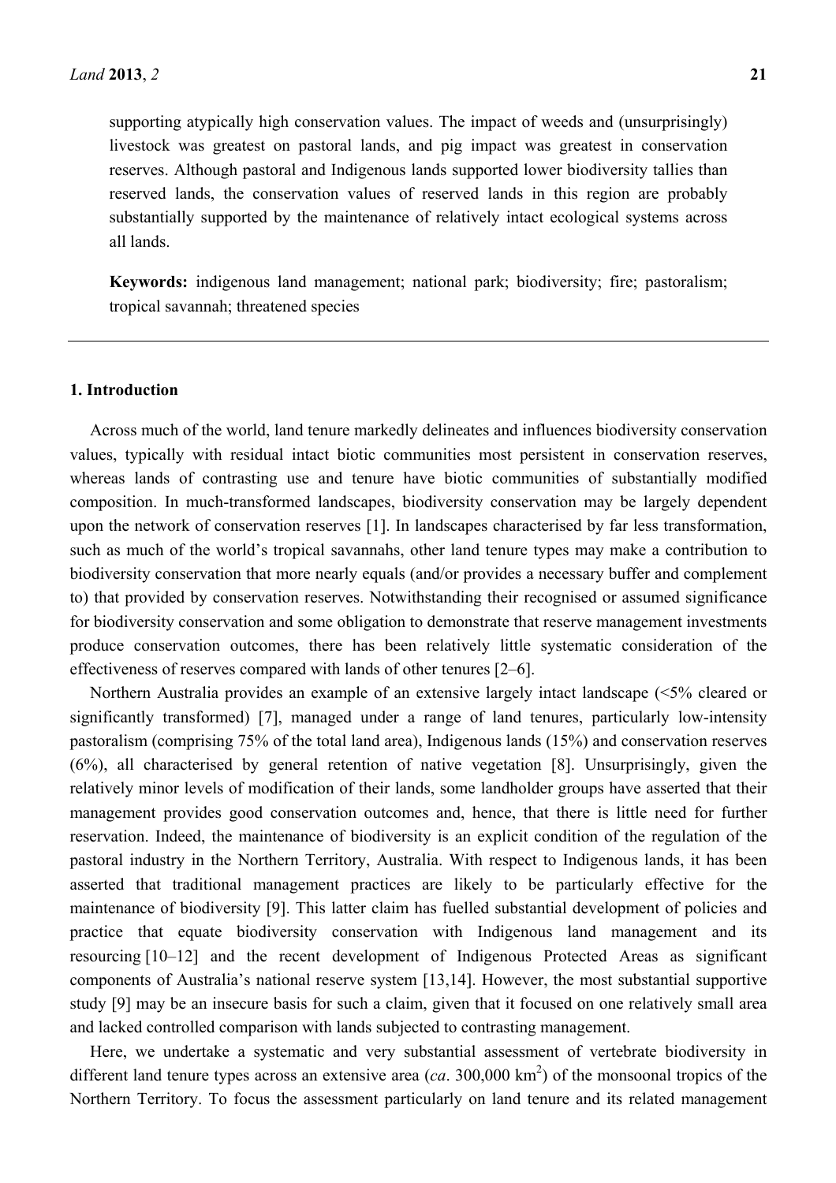supporting atypically high conservation values. The impact of weeds and (unsurprisingly) livestock was greatest on pastoral lands, and pig impact was greatest in conservation reserves. Although pastoral and Indigenous lands supported lower biodiversity tallies than reserved lands, the conservation values of reserved lands in this region are probably substantially supported by the maintenance of relatively intact ecological systems across all lands.

**Keywords:** indigenous land management; national park; biodiversity; fire; pastoralism; tropical savannah; threatened species

---

## 1. Introduction

Across much of the world, land tenure markedly delineates and influences biodiversity conservation values, typically with residual intact biotic communities most persistent in conservation reserves, whereas lands of contrasting use and tenure have biotic communities of substantially modified composition. In much-transformed landscapes, biodiversity conservation may be largely dependent upon the network of conservation reserves [1]. In landscapes characterised by far less transformation, such as much of the world's tropical savannahs, other land tenure types may make a contribution to biodiversity conservation that more nearly equals (and/or provides a necessary buffer and complement to) that provided by conservation reserves. Notwithstanding their recognised or assumed significance for biodiversity conservation and some obligation to demonstrate that reserve management investments produce conservation outcomes, there has been relatively little systematic consideration of the effectiveness of reserves compared with lands of other tenures [2–6].

Northern Australia provides an example of an extensive largely intact landscape (<5% cleared or significantly transformed) [7], managed under a range of land tenures, particularly low-intensity pastoralism (comprising 75% of the total land area), Indigenous lands (15%) and conservation reserves (6%), all characterised by general retention of native vegetation [8]. Unsurprisingly, given the relatively minor levels of modification of their lands, some landholder groups have asserted that their management provides good conservation outcomes and, hence, that there is little need for further reservation. Indeed, the maintenance of biodiversity is an explicit condition of the regulation of the pastoral industry in the Northern Territory, Australia. With respect to Indigenous lands, it has been asserted that traditional management practices are likely to be particularly effective for the maintenance of biodiversity [9]. This latter claim has fuelled substantial development of policies and practice that equate biodiversity conservation with Indigenous land management and its resourcing [10–12] and the recent development of Indigenous Protected Areas as significant components of Australia's national reserve system [13,14]. However, the most substantial supportive study [9] may be an insecure basis for such a claim, given that it focused on one relatively small area and lacked controlled comparison with lands subjected to contrasting management.

Here, we undertake a systematic and very substantial assessment of vertebrate biodiversity in different land tenure types across an extensive area (*ca*. 300,000 km$^2$) of the monsoonal tropics of the Northern Territory. To focus the assessment particularly on land tenure and its related management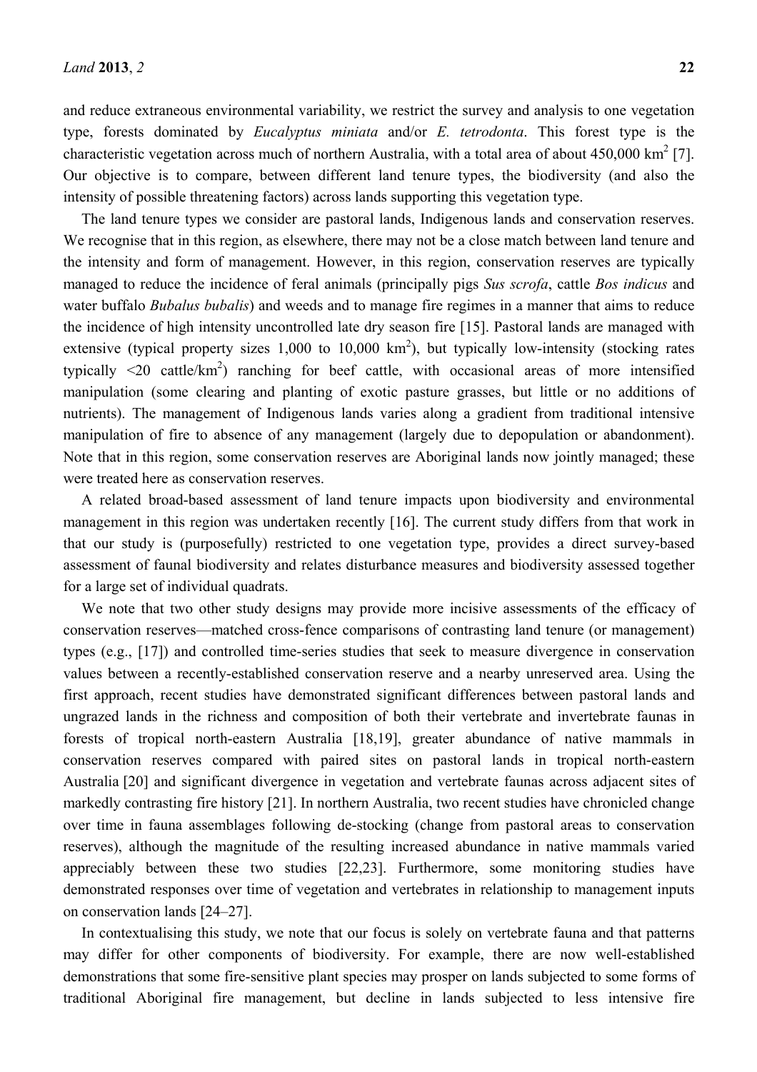and reduce extraneous environmental variability, we restrict the survey and analysis to one vegetation type, forests dominated by *Eucalyptus miniata* and/or *E. tetrodonta*. This forest type is the characteristic vegetation across much of northern Australia, with a total area of about 450,000 $km^2$ [7]. Our objective is to compare, between different land tenure types, the biodiversity (and also the intensity of possible threatening factors) across lands supporting this vegetation type.

The land tenure types we consider are pastoral lands, Indigenous lands and conservation reserves. We recognise that in this region, as elsewhere, there may not be a close match between land tenure and the intensity and form of management. However, in this region, conservation reserves are typically managed to reduce the incidence of feral animals (principally pigs *Sus scrofa*, cattle *Bos indicus* and water buffalo *Bubalus bubalis*) and weeds and to manage fire regimes in a manner that aims to reduce the incidence of high intensity uncontrolled late dry season fire [15]. Pastoral lands are managed with extensive (typical property sizes 1,000 to 10,000 $km^2$), but typically low-intensity (stocking rates typically <20 cattle/$km^2$) ranching for beef cattle, with occasional areas of more intensified manipulation (some clearing and planting of exotic pasture grasses, but little or no additions of nutrients). The management of Indigenous lands varies along a gradient from traditional intensive manipulation of fire to absence of any management (largely due to depopulation or abandonment). Note that in this region, some conservation reserves are Aboriginal lands now jointly managed; these were treated here as conservation reserves.

A related broad-based assessment of land tenure impacts upon biodiversity and environmental management in this region was undertaken recently [16]. The current study differs from that work in that our study is (purposefully) restricted to one vegetation type, provides a direct survey-based assessment of faunal biodiversity and relates disturbance measures and biodiversity assessed together for a large set of individual quadrats.

We note that two other study designs may provide more incisive assessments of the efficacy of conservation reserves—matched cross-fence comparisons of contrasting land tenure (or management) types (e.g., [17]) and controlled time-series studies that seek to measure divergence in conservation values between a recently-established conservation reserve and a nearby unreserved area. Using the first approach, recent studies have demonstrated significant differences between pastoral lands and ungrazed lands in the richness and composition of both their vertebrate and invertebrate faunas in forests of tropical north-eastern Australia [18,19], greater abundance of native mammals in conservation reserves compared with paired sites on pastoral lands in tropical north-eastern Australia [20] and significant divergence in vegetation and vertebrate faunas across adjacent sites of markedly contrasting fire history [21]. In northern Australia, two recent studies have chronicled change over time in fauna assemblages following de-stocking (change from pastoral areas to conservation reserves), although the magnitude of the resulting increased abundance in native mammals varied appreciably between these two studies [22,23]. Furthermore, some monitoring studies have demonstrated responses over time of vegetation and vertebrates in relationship to management inputs on conservation lands [24–27].

In contextualising this study, we note that our focus is solely on vertebrate fauna and that patterns may differ for other components of biodiversity. For example, there are now well-established demonstrations that some fire-sensitive plant species may prosper on lands subjected to some forms of traditional Aboriginal fire management, but decline in lands subjected to less intensive fire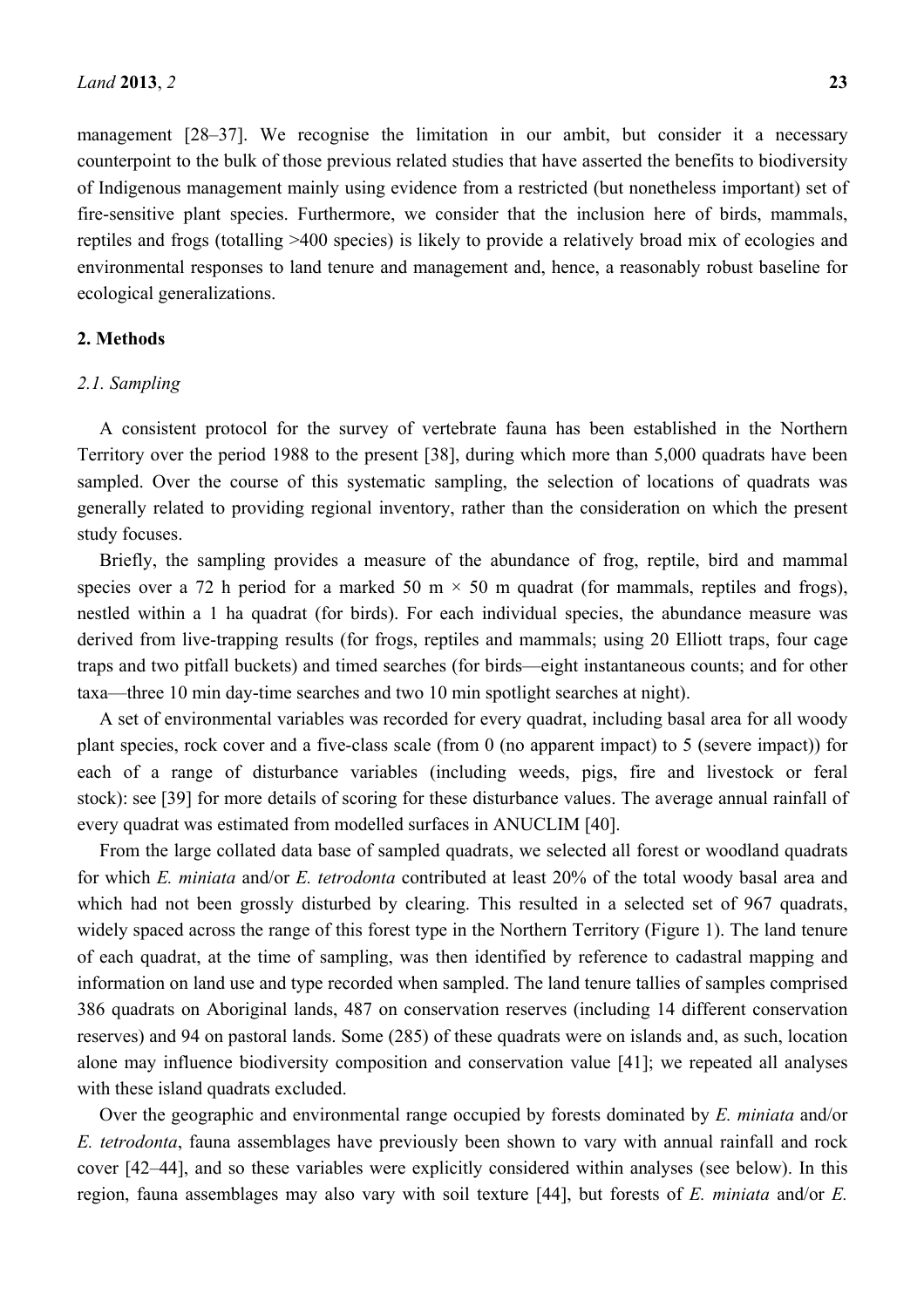management [28–37]. We recognise the limitation in our ambit, but consider it a necessary counterpoint to the bulk of those previous related studies that have asserted the benefits to biodiversity of Indigenous management mainly using evidence from a restricted (but nonetheless important) set of fire-sensitive plant species. Furthermore, we consider that the inclusion here of birds, mammals, reptiles and frogs (totalling >400 species) is likely to provide a relatively broad mix of ecologies and environmental responses to land tenure and management and, hence, a reasonably robust baseline for ecological generalizations.

## 2. Methods

### 2.1. Sampling

A consistent protocol for the survey of vertebrate fauna has been established in the Northern Territory over the period 1988 to the present [38], during which more than 5,000 quadrats have been sampled. Over the course of this systematic sampling, the selection of locations of quadrats was generally related to providing regional inventory, rather than the consideration on which the present study focuses.

Briefly, the sampling provides a measure of the abundance of frog, reptile, bird and mammal species over a 72 h period for a marked 50 m × 50 m quadrat (for mammals, reptiles and frogs), nestled within a 1 ha quadrat (for birds). For each individual species, the abundance measure was derived from live-trapping results (for frogs, reptiles and mammals; using 20 Elliott traps, four cage traps and two pitfall buckets) and timed searches (for birds—eight instantaneous counts; and for other taxa—three 10 min day-time searches and two 10 min spotlight searches at night).

A set of environmental variables was recorded for every quadrat, including basal area for all woody plant species, rock cover and a five-class scale (from 0 (no apparent impact) to 5 (severe impact)) for each of a range of disturbance variables (including weeds, pigs, fire and livestock or feral stock): see [39] for more details of scoring for these disturbance values. The average annual rainfall of every quadrat was estimated from modelled surfaces in ANUCLIM [40].

From the large collated data base of sampled quadrats, we selected all forest or woodland quadrats for which *E. miniata* and/or *E. tetrodonta* contributed at least 20% of the total woody basal area and which had not been grossly disturbed by clearing. This resulted in a selected set of 967 quadrats, widely spaced across the range of this forest type in the Northern Territory (Figure 1). The land tenure of each quadrat, at the time of sampling, was then identified by reference to cadastral mapping and information on land use and type recorded when sampled. The land tenure tallies of samples comprised 386 quadrats on Aboriginal lands, 487 on conservation reserves (including 14 different conservation reserves) and 94 on pastoral lands. Some (285) of these quadrats were on islands and, as such, location alone may influence biodiversity composition and conservation value [41]; we repeated all analyses with these island quadrats excluded.

Over the geographic and environmental range occupied by forests dominated by *E. miniata* and/or *E. tetrodonta*, fauna assemblages have previously been shown to vary with annual rainfall and rock cover [42–44], and so these variables were explicitly considered within analyses (see below). In this region, fauna assemblages may also vary with soil texture [44], but forests of *E. miniata* and/or *E.*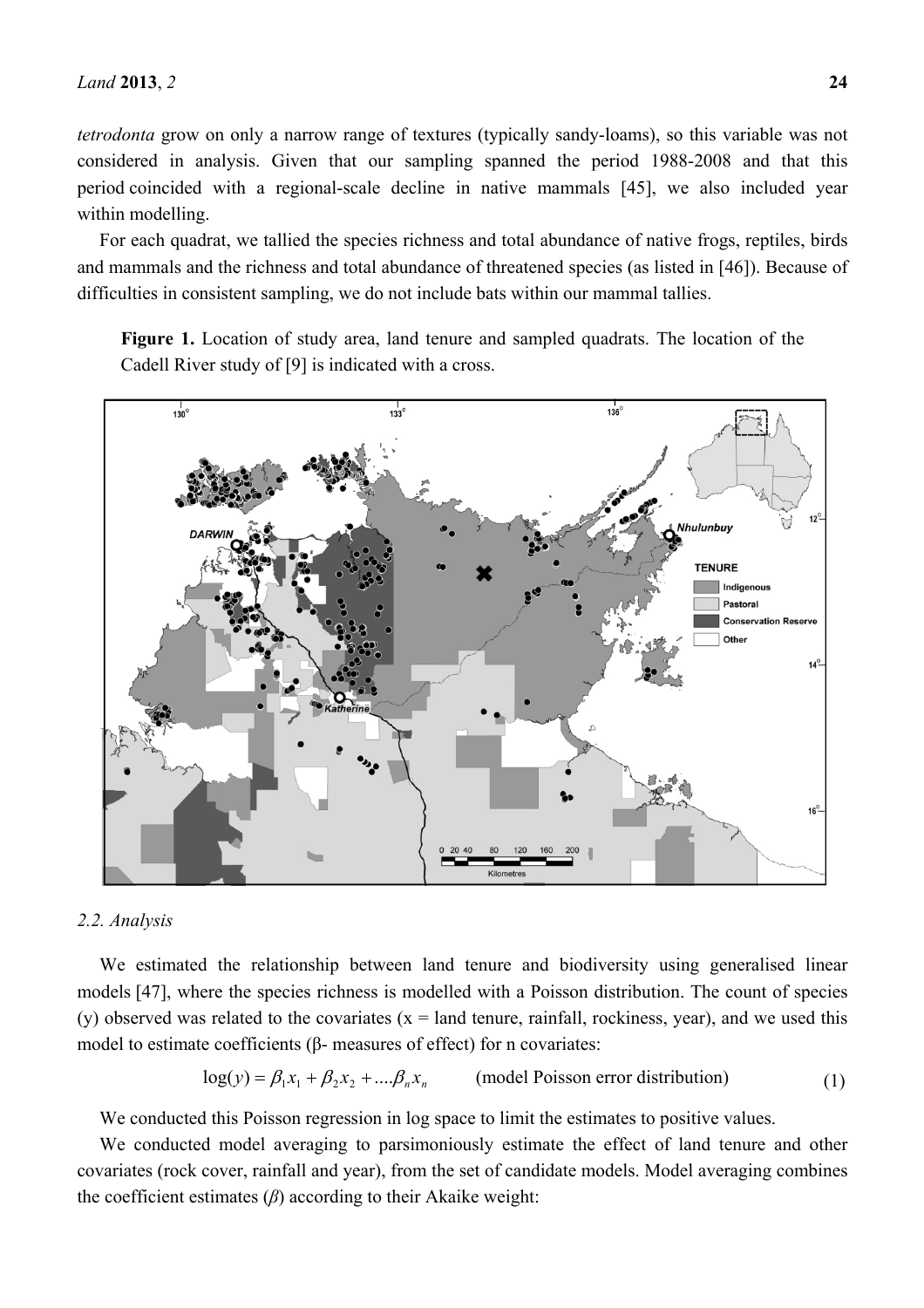*tetrodonta* grow on only a narrow range of textures (typically sandy-loams), so this variable was not considered in analysis. Given that our sampling spanned the period 1988-2008 and that this period coincided with a regional-scale decline in native mammals [45], we also included year within modelling.

For each quadrat, we tallied the species richness and total abundance of native frogs, reptiles, birds and mammals and the richness and total abundance of threatened species (as listed in [46]). Because of difficulties in consistent sampling, we do not include bats within our mammal tallies.

**Figure 1.** Location of study area, land tenure and sampled quadrats. The location of the Cadell River study of [9] is indicated with a cross.

### 2.2. Analysis

We estimated the relationship between land tenure and biodiversity using generalised linear models [47], where the species richness is modelled with a Poisson distribution. The count of species (y) observed was related to the covariates (x = land tenure, rainfall, rockiness, year), and we used this model to estimate coefficients (β- measures of effect) for n covariates:

$$\log(y) = \beta_1 x_1 + \beta_2 x_2 + \ldots \beta_n x_n \qquad \text{(model Poisson error distribution)} \tag{1}$$

We conducted this Poisson regression in log space to limit the estimates to positive values.

We conducted model averaging to parsimoniously estimate the effect of land tenure and other covariates (rock cover, rainfall and year), from the set of candidate models. Model averaging combines the coefficient estimates ($\beta$) according to their Akaike weight: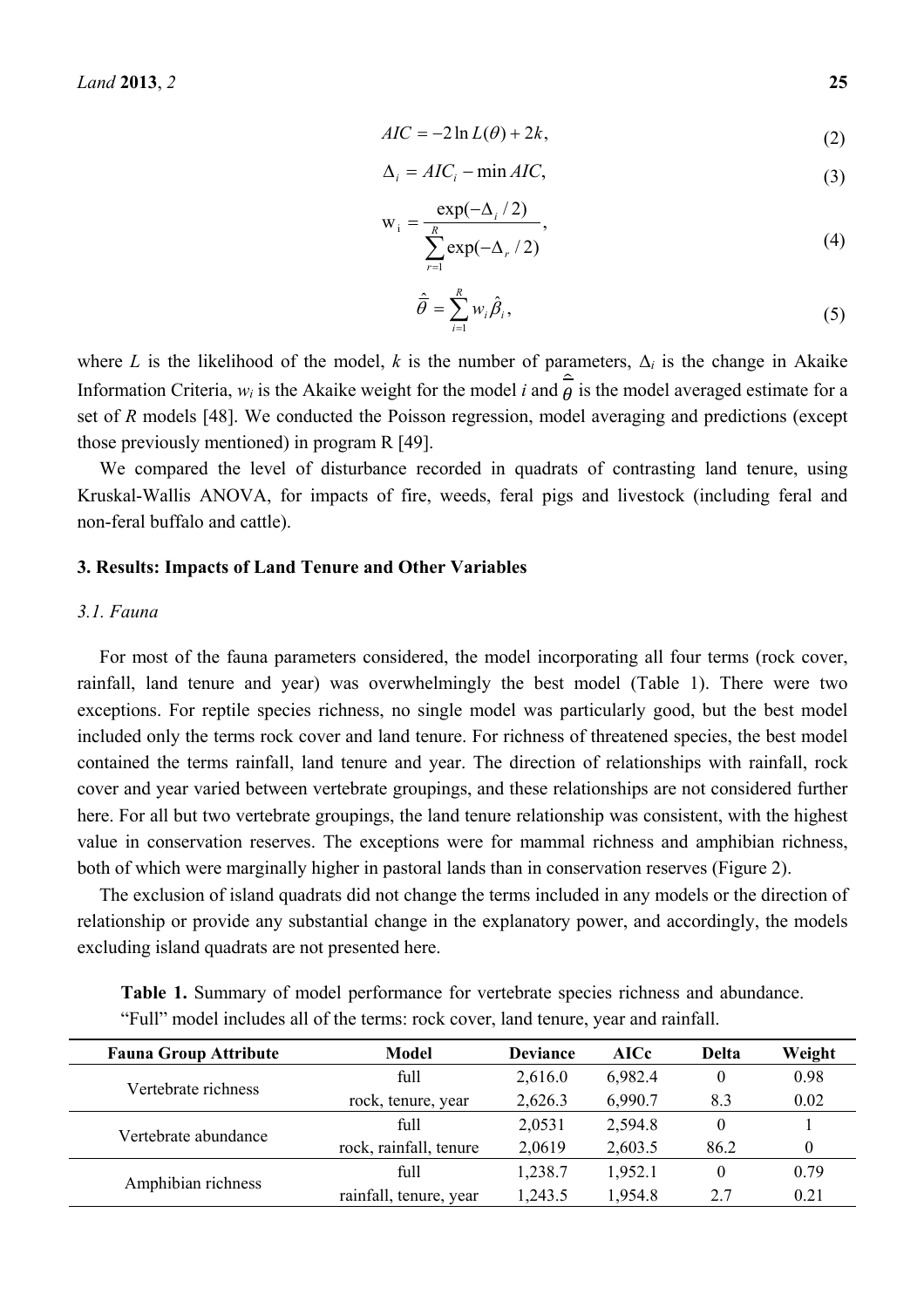$$AIC = -2\ln L(\theta) + 2k, \tag{2}$$

$$\Delta_i = AIC_i - \min AIC, \tag{3}$$

$$\mathrm{w_i} = \frac{\exp(-\Delta_i / 2)}{\sum_{r=1}^{R} \exp(-\Delta_r / 2)}, \tag{4}$$

$$\hat{\bar{\theta}} = \sum_{i=1}^{R} w_i \hat{\beta}_i, \tag{5}$$

where $L$ is the likelihood of the model, $k$ is the number of parameters, $\Delta_i$ is the change in Akaike Information Criteria, $w_i$ is the Akaike weight for the model $i$ and $\hat{\bar{\theta}}$ is the model averaged estimate for a set of $R$ models [48]. We conducted the Poisson regression, model averaging and predictions (except those previously mentioned) in program R [49].

We compared the level of disturbance recorded in quadrats of contrasting land tenure, using Kruskal-Wallis ANOVA, for impacts of fire, weeds, feral pigs and livestock (including feral and non-feral buffalo and cattle).

## 3. Results: Impacts of Land Tenure and Other Variables

### 3.1. Fauna

For most of the fauna parameters considered, the model incorporating all four terms (rock cover, rainfall, land tenure and year) was overwhelmingly the best model (Table 1). There were two exceptions. For reptile species richness, no single model was particularly good, but the best model included only the terms rock cover and land tenure. For richness of threatened species, the best model contained the terms rainfall, land tenure and year. The direction of relationships with rainfall, rock cover and year varied between vertebrate groupings, and these relationships are not considered further here. For all but two vertebrate groupings, the land tenure relationship was consistent, with the highest value in conservation reserves. The exceptions were for mammal richness and amphibian richness, both of which were marginally higher in pastoral lands than in conservation reserves (Figure 2).

The exclusion of island quadrats did not change the terms included in any models or the direction of relationship or provide any substantial change in the explanatory power, and accordingly, the models excluding island quadrats are not presented here.

**Table 1.** Summary of model performance for vertebrate species richness and abundance. "Full" model includes all of the terms: rock cover, land tenure, year and rainfall.

| Fauna Group Attribute | Model | Deviance | AICc | Delta | Weight |
|---|---|---|---|---|---|
| Vertebrate richness | full | 2,616.0 | 6,982.4 | 0 | 0.98 |
| | rock, tenure, year | 2,626.3 | 6,990.7 | 8.3 | 0.02 |
| Vertebrate abundance | full | 2,0531 | 2,594.8 | 0 | 1 |
| | rock, rainfall, tenure | 2,0619 | 2,603.5 | 86.2 | 0 |
| Amphibian richness | full | 1,238.7 | 1,952.1 | 0 | 0.79 |
| | rainfall, tenure, year | 1,243.5 | 1,954.8 | 2.7 | 0.21 |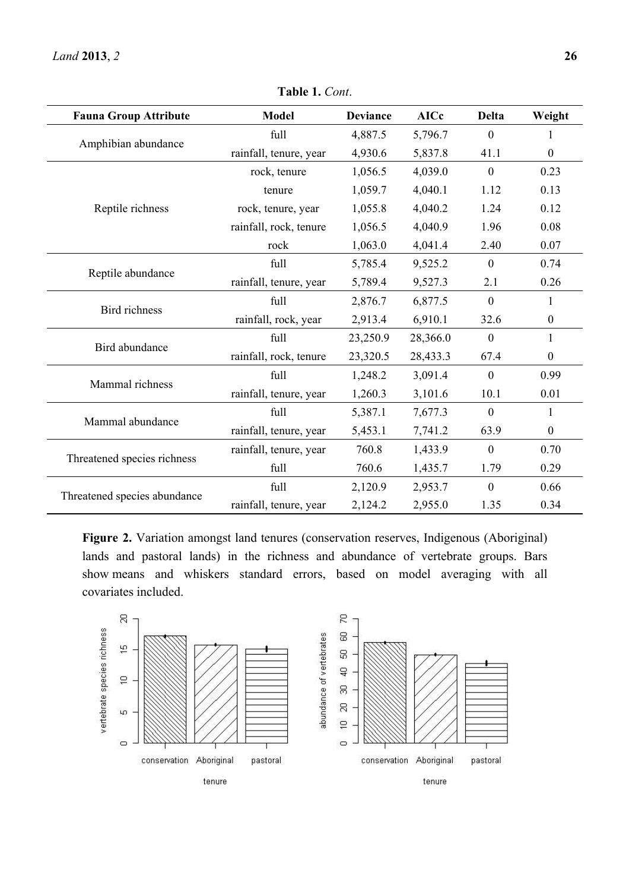**Table 1.** *Cont.*

| Fauna Group Attribute | Model | Deviance | AICc | Delta | Weight |
|---|---|---|---|---|---|
| Amphibian abundance | full | 4,887.5 | 5,796.7 | 0 | 1 |
| | rainfall, tenure, year | 4,930.6 | 5,837.8 | 41.1 | 0 |
| Reptile richness | rock, tenure | 1,056.5 | 4,039.0 | 0 | 0.23 |
| | tenure | 1,059.7 | 4,040.1 | 1.12 | 0.13 |
| | rock, tenure, year | 1,055.8 | 4,040.2 | 1.24 | 0.12 |
| | rainfall, rock, tenure | 1,056.5 | 4,040.9 | 1.96 | 0.08 |
| | rock | 1,063.0 | 4,041.4 | 2.40 | 0.07 |
| Reptile abundance | full | 5,785.4 | 9,525.2 | 0 | 0.74 |
| | rainfall, tenure, year | 5,789.4 | 9,527.3 | 2.1 | 0.26 |
| Bird richness | full | 2,876.7 | 6,877.5 | 0 | 1 |
| | rainfall, rock, year | 2,913.4 | 6,910.1 | 32.6 | 0 |
| Bird abundance | full | 23,250.9 | 28,366.0 | 0 | 1 |
| | rainfall, rock, tenure | 23,320.5 | 28,433.3 | 67.4 | 0 |
| Mammal richness | full | 1,248.2 | 3,091.4 | 0 | 0.99 |
| | rainfall, tenure, year | 1,260.3 | 3,101.6 | 10.1 | 0.01 |
| Mammal abundance | full | 5,387.1 | 7,677.3 | 0 | 1 |
| | rainfall, tenure, year | 5,453.1 | 7,741.2 | 63.9 | 0 |
| Threatened species richness | rainfall, tenure, year | 760.8 | 1,433.9 | 0 | 0.70 |
| | full | 760.6 | 1,435.7 | 1.79 | 0.29 |
| Threatened species abundance | full | 2,120.9 | 2,953.7 | 0 | 0.66 |
| | rainfall, tenure, year | 2,124.2 | 2,955.0 | 1.35 | 0.34 |

**Figure 2.** Variation amongst land tenures (conservation reserves, Indigenous (Aboriginal) lands and pastoral lands) in the richness and abundance of vertebrate groups. Bars show means and whiskers standard errors, based on model averaging with all covariates included.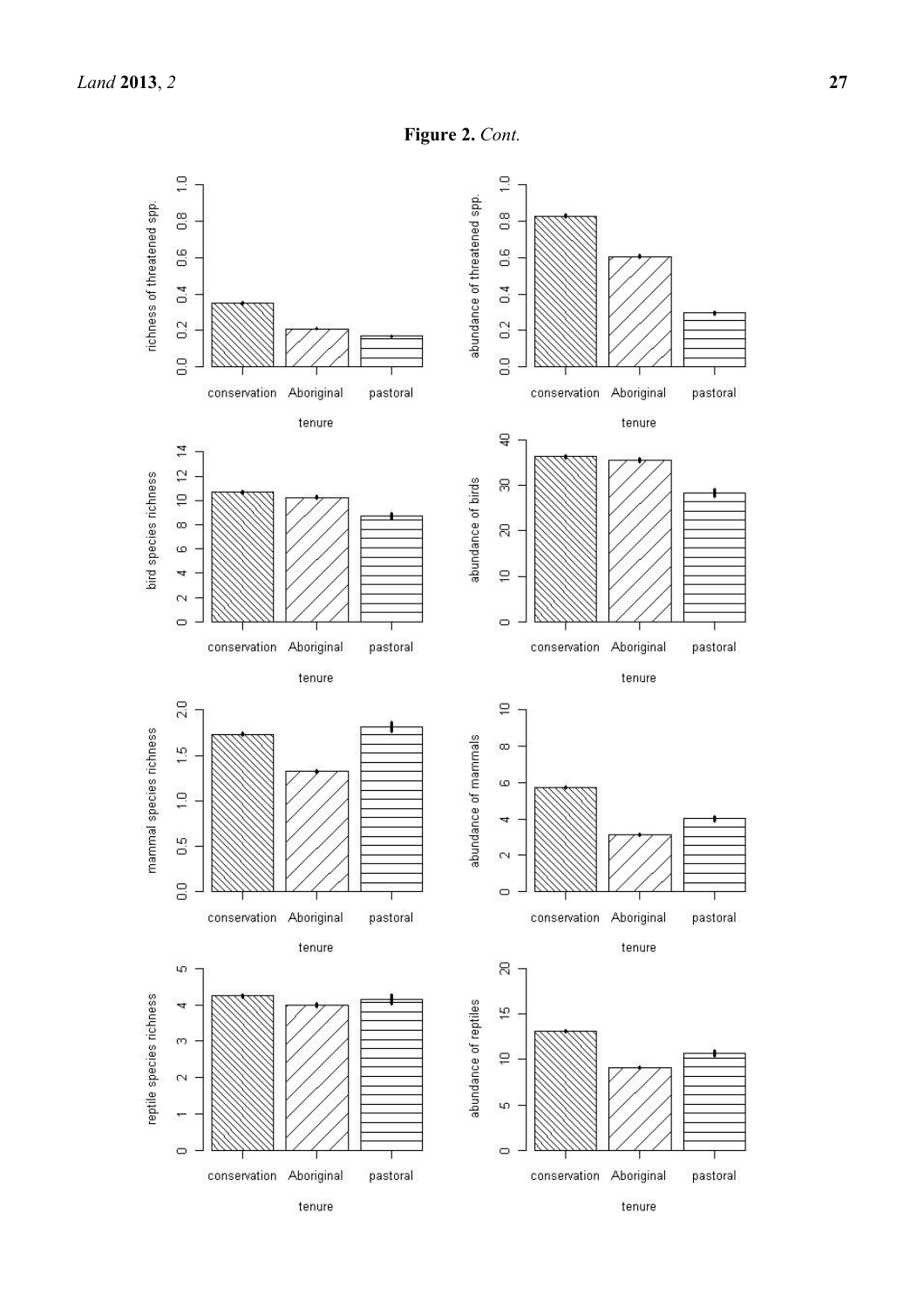**Figure 2.** *Cont.*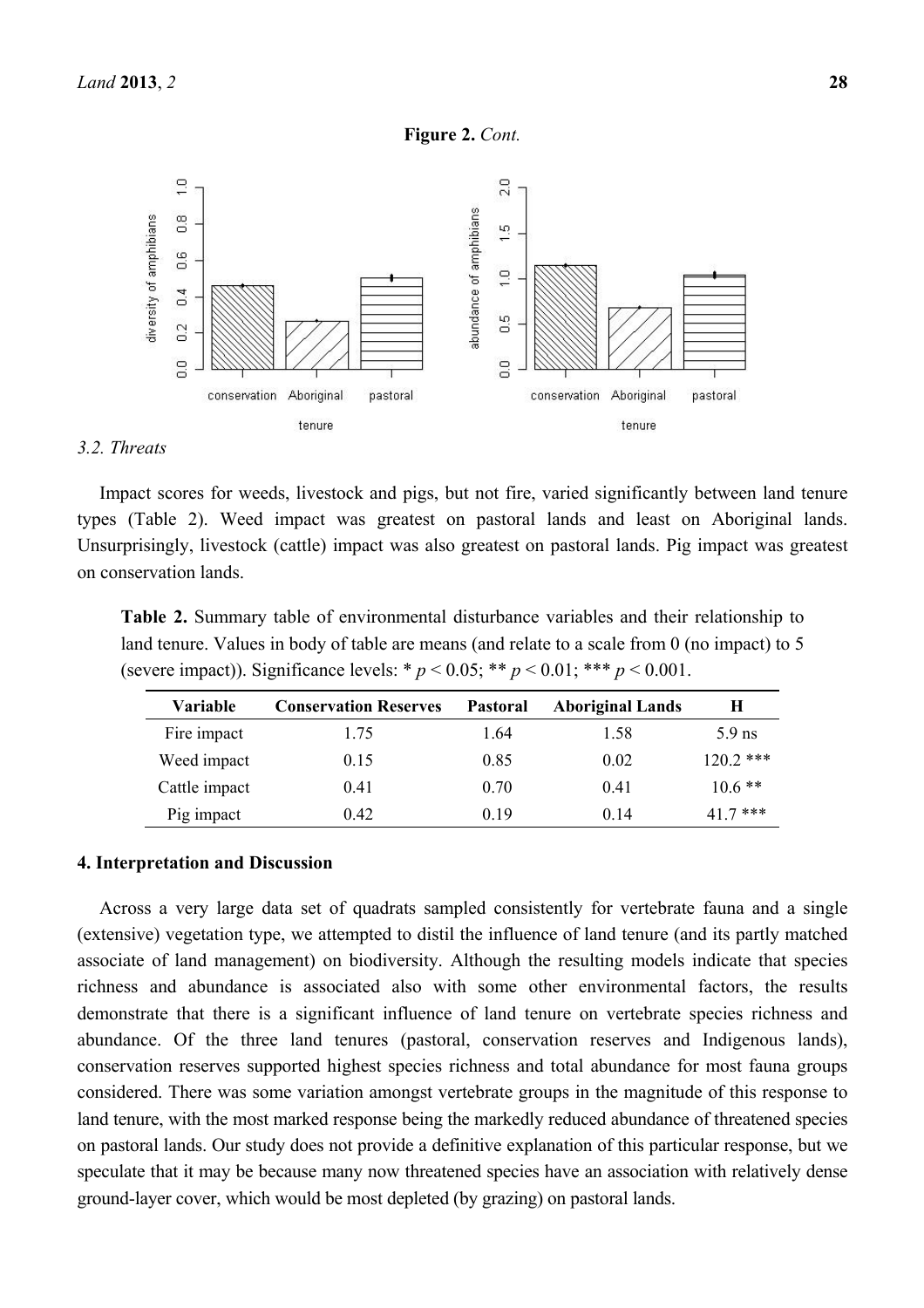**Figure 2.** *Cont.*

### 3.2. Threats

Impact scores for weeds, livestock and pigs, but not fire, varied significantly between land tenure types (Table 2). Weed impact was greatest on pastoral lands and least on Aboriginal lands. Unsurprisingly, livestock (cattle) impact was also greatest on pastoral lands. Pig impact was greatest on conservation lands.

**Table 2.** Summary table of environmental disturbance variables and their relationship to land tenure. Values in body of table are means (and relate to a scale from 0 (no impact) to 5 (severe impact)). Significance levels: * $p < 0.05$; ** $p < 0.01$; *** $p < 0.001$.

| Variable | Conservation Reserves | Pastoral | Aboriginal Lands | H |
|---|---|---|---|---|
| Fire impact | 1.75 | 1.64 | 1.58 | 5.9 ns |
| Weed impact | 0.15 | 0.85 | 0.02 | 120.2 *** |
| Cattle impact | 0.41 | 0.70 | 0.41 | 10.6 ** |
| Pig impact | 0.42 | 0.19 | 0.14 | 41.7 *** |

## 4. Interpretation and Discussion

Across a very large data set of quadrats sampled consistently for vertebrate fauna and a single (extensive) vegetation type, we attempted to distil the influence of land tenure (and its partly matched associate of land management) on biodiversity. Although the resulting models indicate that species richness and abundance is associated also with some other environmental factors, the results demonstrate that there is a significant influence of land tenure on vertebrate species richness and abundance. Of the three land tenures (pastoral, conservation reserves and Indigenous lands), conservation reserves supported highest species richness and total abundance for most fauna groups considered. There was some variation amongst vertebrate groups in the magnitude of this response to land tenure, with the most marked response being the markedly reduced abundance of threatened species on pastoral lands. Our study does not provide a definitive explanation of this particular response, but we speculate that it may be because many now threatened species have an association with relatively dense ground-layer cover, which would be most depleted (by grazing) on pastoral lands.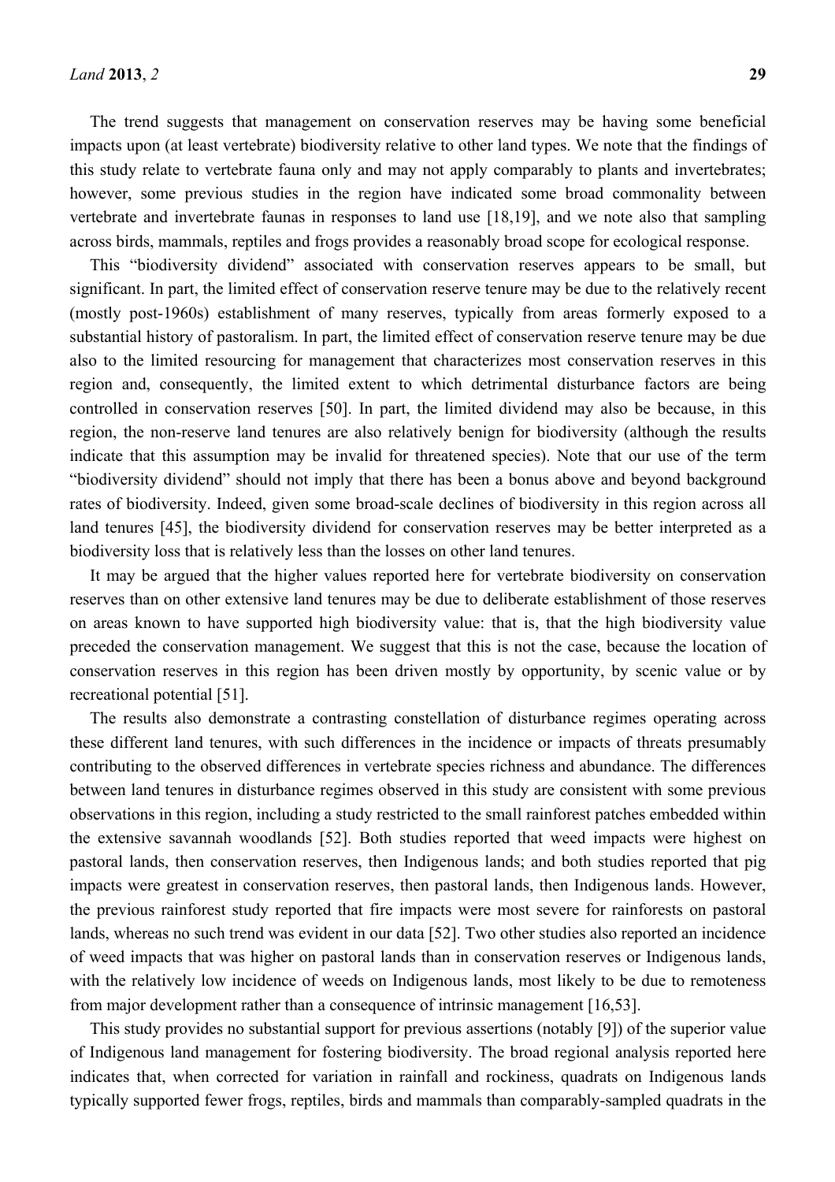The trend suggests that management on conservation reserves may be having some beneficial impacts upon (at least vertebrate) biodiversity relative to other land types. We note that the findings of this study relate to vertebrate fauna only and may not apply comparably to plants and invertebrates; however, some previous studies in the region have indicated some broad commonality between vertebrate and invertebrate faunas in responses to land use [18,19], and we note also that sampling across birds, mammals, reptiles and frogs provides a reasonably broad scope for ecological response.

This "biodiversity dividend" associated with conservation reserves appears to be small, but significant. In part, the limited effect of conservation reserve tenure may be due to the relatively recent (mostly post-1960s) establishment of many reserves, typically from areas formerly exposed to a substantial history of pastoralism. In part, the limited effect of conservation reserve tenure may be due also to the limited resourcing for management that characterizes most conservation reserves in this region and, consequently, the limited extent to which detrimental disturbance factors are being controlled in conservation reserves [50]. In part, the limited dividend may also be because, in this region, the non-reserve land tenures are also relatively benign for biodiversity (although the results indicate that this assumption may be invalid for threatened species). Note that our use of the term "biodiversity dividend" should not imply that there has been a bonus above and beyond background rates of biodiversity. Indeed, given some broad-scale declines of biodiversity in this region across all land tenures [45], the biodiversity dividend for conservation reserves may be better interpreted as a biodiversity loss that is relatively less than the losses on other land tenures.

It may be argued that the higher values reported here for vertebrate biodiversity on conservation reserves than on other extensive land tenures may be due to deliberate establishment of those reserves on areas known to have supported high biodiversity value: that is, that the high biodiversity value preceded the conservation management. We suggest that this is not the case, because the location of conservation reserves in this region has been driven mostly by opportunity, by scenic value or by recreational potential [51].

The results also demonstrate a contrasting constellation of disturbance regimes operating across these different land tenures, with such differences in the incidence or impacts of threats presumably contributing to the observed differences in vertebrate species richness and abundance. The differences between land tenures in disturbance regimes observed in this study are consistent with some previous observations in this region, including a study restricted to the small rainforest patches embedded within the extensive savannah woodlands [52]. Both studies reported that weed impacts were highest on pastoral lands, then conservation reserves, then Indigenous lands; and both studies reported that pig impacts were greatest in conservation reserves, then pastoral lands, then Indigenous lands. However, the previous rainforest study reported that fire impacts were most severe for rainforests on pastoral lands, whereas no such trend was evident in our data [52]. Two other studies also reported an incidence of weed impacts that was higher on pastoral lands than in conservation reserves or Indigenous lands, with the relatively low incidence of weeds on Indigenous lands, most likely to be due to remoteness from major development rather than a consequence of intrinsic management [16,53].

This study provides no substantial support for previous assertions (notably [9]) of the superior value of Indigenous land management for fostering biodiversity. The broad regional analysis reported here indicates that, when corrected for variation in rainfall and rockiness, quadrats on Indigenous lands typically supported fewer frogs, reptiles, birds and mammals than comparably-sampled quadrats in the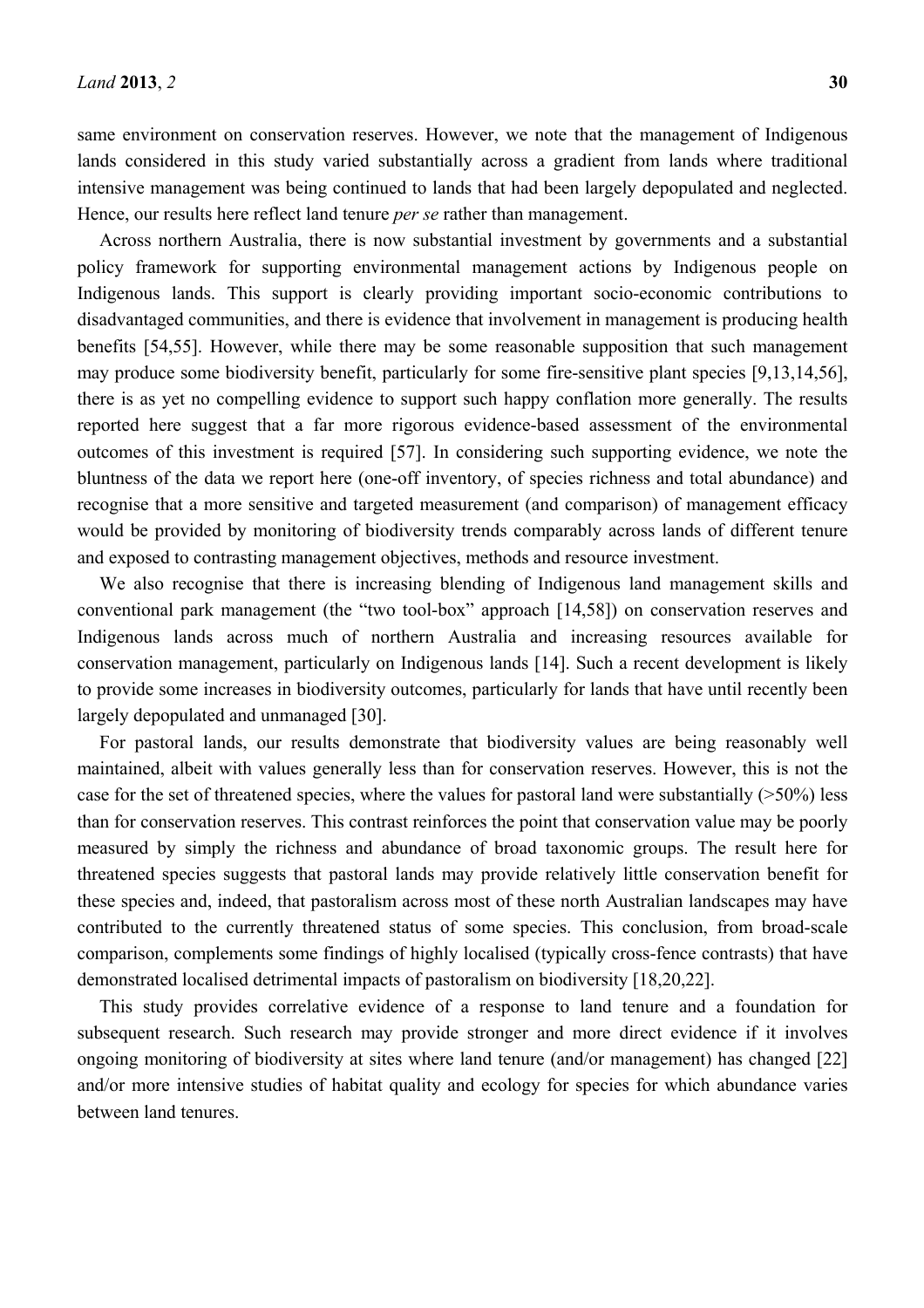same environment on conservation reserves. However, we note that the management of Indigenous lands considered in this study varied substantially across a gradient from lands where traditional intensive management was being continued to lands that had been largely depopulated and neglected. Hence, our results here reflect land tenure *per se* rather than management.

Across northern Australia, there is now substantial investment by governments and a substantial policy framework for supporting environmental management actions by Indigenous people on Indigenous lands. This support is clearly providing important socio-economic contributions to disadvantaged communities, and there is evidence that involvement in management is producing health benefits [54,55]. However, while there may be some reasonable supposition that such management may produce some biodiversity benefit, particularly for some fire-sensitive plant species [9,13,14,56], there is as yet no compelling evidence to support such happy conflation more generally. The results reported here suggest that a far more rigorous evidence-based assessment of the environmental outcomes of this investment is required [57]. In considering such supporting evidence, we note the bluntness of the data we report here (one-off inventory, of species richness and total abundance) and recognise that a more sensitive and targeted measurement (and comparison) of management efficacy would be provided by monitoring of biodiversity trends comparably across lands of different tenure and exposed to contrasting management objectives, methods and resource investment.

We also recognise that there is increasing blending of Indigenous land management skills and conventional park management (the "two tool-box" approach [14,58]) on conservation reserves and Indigenous lands across much of northern Australia and increasing resources available for conservation management, particularly on Indigenous lands [14]. Such a recent development is likely to provide some increases in biodiversity outcomes, particularly for lands that have until recently been largely depopulated and unmanaged [30].

For pastoral lands, our results demonstrate that biodiversity values are being reasonably well maintained, albeit with values generally less than for conservation reserves. However, this is not the case for the set of threatened species, where the values for pastoral land were substantially (>50%) less than for conservation reserves. This contrast reinforces the point that conservation value may be poorly measured by simply the richness and abundance of broad taxonomic groups. The result here for threatened species suggests that pastoral lands may provide relatively little conservation benefit for these species and, indeed, that pastoralism across most of these north Australian landscapes may have contributed to the currently threatened status of some species. This conclusion, from broad-scale comparison, complements some findings of highly localised (typically cross-fence contrasts) that have demonstrated localised detrimental impacts of pastoralism on biodiversity [18,20,22].

This study provides correlative evidence of a response to land tenure and a foundation for subsequent research. Such research may provide stronger and more direct evidence if it involves ongoing monitoring of biodiversity at sites where land tenure (and/or management) has changed [22] and/or more intensive studies of habitat quality and ecology for species for which abundance varies between land tenures.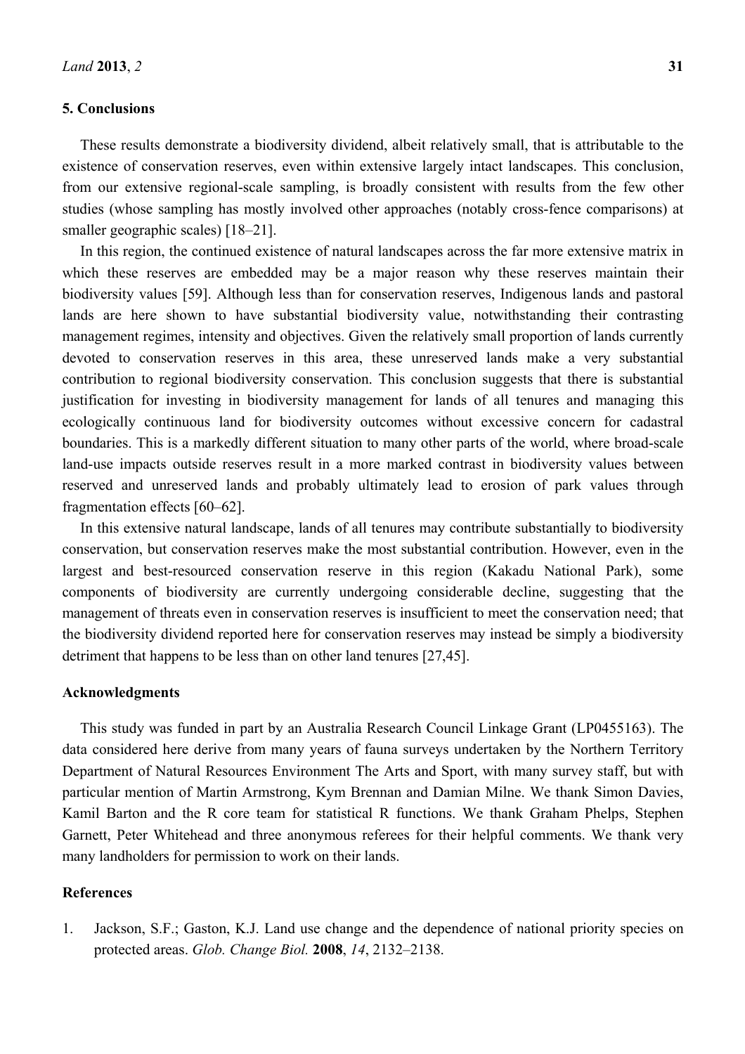## 5. Conclusions

These results demonstrate a biodiversity dividend, albeit relatively small, that is attributable to the existence of conservation reserves, even within extensive largely intact landscapes. This conclusion, from our extensive regional-scale sampling, is broadly consistent with results from the few other studies (whose sampling has mostly involved other approaches (notably cross-fence comparisons) at smaller geographic scales) [18–21].

In this region, the continued existence of natural landscapes across the far more extensive matrix in which these reserves are embedded may be a major reason why these reserves maintain their biodiversity values [59]. Although less than for conservation reserves, Indigenous lands and pastoral lands are here shown to have substantial biodiversity value, notwithstanding their contrasting management regimes, intensity and objectives. Given the relatively small proportion of lands currently devoted to conservation reserves in this area, these unreserved lands make a very substantial contribution to regional biodiversity conservation. This conclusion suggests that there is substantial justification for investing in biodiversity management for lands of all tenures and managing this ecologically continuous land for biodiversity outcomes without excessive concern for cadastral boundaries. This is a markedly different situation to many other parts of the world, where broad-scale land-use impacts outside reserves result in a more marked contrast in biodiversity values between reserved and unreserved lands and probably ultimately lead to erosion of park values through fragmentation effects [60–62].

In this extensive natural landscape, lands of all tenures may contribute substantially to biodiversity conservation, but conservation reserves make the most substantial contribution. However, even in the largest and best-resourced conservation reserve in this region (Kakadu National Park), some components of biodiversity are currently undergoing considerable decline, suggesting that the management of threats even in conservation reserves is insufficient to meet the conservation need; that the biodiversity dividend reported here for conservation reserves may instead be simply a biodiversity detriment that happens to be less than on other land tenures [27,45].

## Acknowledgments

This study was funded in part by an Australia Research Council Linkage Grant (LP0455163). The data considered here derive from many years of fauna surveys undertaken by the Northern Territory Department of Natural Resources Environment The Arts and Sport, with many survey staff, but with particular mention of Martin Armstrong, Kym Brennan and Damian Milne. We thank Simon Davies, Kamil Barton and the R core team for statistical R functions. We thank Graham Phelps, Stephen Garnett, Peter Whitehead and three anonymous referees for their helpful comments. We thank very many landholders for permission to work on their lands.

## References

1. Jackson, S.F.; Gaston, K.J. Land use change and the dependence of national priority species on protected areas. *Glob. Change Biol.* **2008**, *14*, 2132–2138.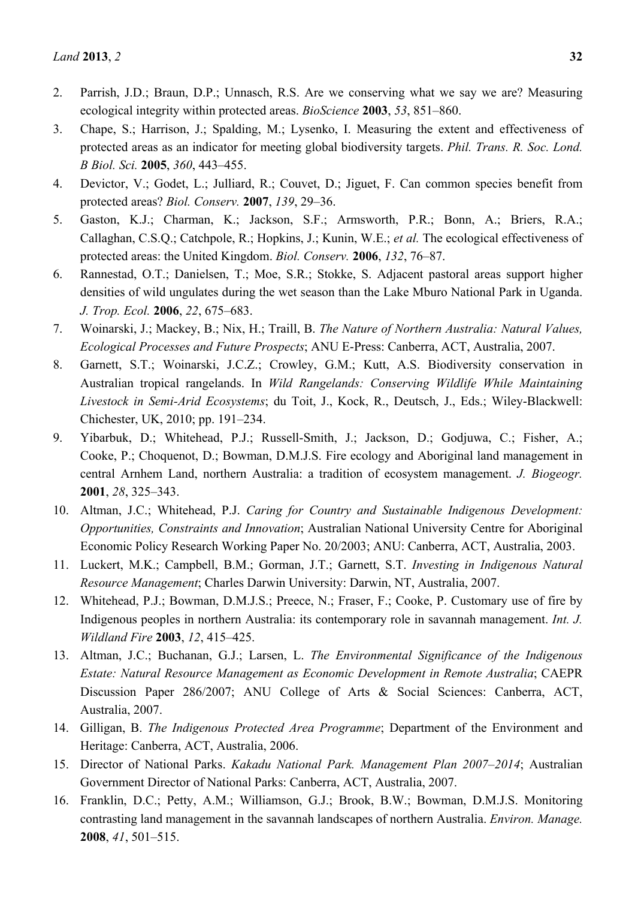2. Parrish, J.D.; Braun, D.P.; Unnasch, R.S. Are we conserving what we say we are? Measuring ecological integrity within protected areas. *BioScience* **2003**, *53*, 851–860.
3. Chape, S.; Harrison, J.; Spalding, M.; Lysenko, I. Measuring the extent and effectiveness of protected areas as an indicator for meeting global biodiversity targets. *Phil. Trans. R. Soc. Lond. B Biol. Sci.* **2005**, *360*, 443–455.
4. Devictor, V.; Godet, L.; Julliard, R.; Couvet, D.; Jiguet, F. Can common species benefit from protected areas? *Biol. Conserv.* **2007**, *139*, 29–36.
5. Gaston, K.J.; Charman, K.; Jackson, S.F.; Armsworth, P.R.; Bonn, A.; Briers, R.A.; Callaghan, C.S.Q.; Catchpole, R.; Hopkins, J.; Kunin, W.E.; *et al.* The ecological effectiveness of protected areas: the United Kingdom. *Biol. Conserv.* **2006**, *132*, 76–87.
6. Rannestad, O.T.; Danielsen, T.; Moe, S.R.; Stokke, S. Adjacent pastoral areas support higher densities of wild ungulates during the wet season than the Lake Mburo National Park in Uganda. *J. Trop. Ecol.* **2006**, *22*, 675–683.
7. Woinarski, J.; Mackey, B.; Nix, H.; Traill, B. *The Nature of Northern Australia: Natural Values, Ecological Processes and Future Prospects*; ANU E-Press: Canberra, ACT, Australia, 2007.
8. Garnett, S.T.; Woinarski, J.C.Z.; Crowley, G.M.; Kutt, A.S. Biodiversity conservation in Australian tropical rangelands. In *Wild Rangelands: Conserving Wildlife While Maintaining Livestock in Semi-Arid Ecosystems*; du Toit, J., Kock, R., Deutsch, J., Eds.; Wiley-Blackwell: Chichester, UK, 2010; pp. 191–234.
9. Yibarbuk, D.; Whitehead, P.J.; Russell-Smith, J.; Jackson, D.; Godjuwa, C.; Fisher, A.; Cooke, P.; Choquenot, D.; Bowman, D.M.J.S. Fire ecology and Aboriginal land management in central Arnhem Land, northern Australia: a tradition of ecosystem management. *J. Biogeogr.* **2001**, *28*, 325–343.
10. Altman, J.C.; Whitehead, P.J. *Caring for Country and Sustainable Indigenous Development: Opportunities, Constraints and Innovation*; Australian National University Centre for Aboriginal Economic Policy Research Working Paper No. 20/2003; ANU: Canberra, ACT, Australia, 2003.
11. Luckert, M.K.; Campbell, B.M.; Gorman, J.T.; Garnett, S.T. *Investing in Indigenous Natural Resource Management*; Charles Darwin University: Darwin, NT, Australia, 2007.
12. Whitehead, P.J.; Bowman, D.M.J.S.; Preece, N.; Fraser, F.; Cooke, P. Customary use of fire by Indigenous peoples in northern Australia: its contemporary role in savannah management. *Int. J. Wildland Fire* **2003**, *12*, 415–425.
13. Altman, J.C.; Buchanan, G.J.; Larsen, L. *The Environmental Significance of the Indigenous Estate: Natural Resource Management as Economic Development in Remote Australia*; CAEPR Discussion Paper 286/2007; ANU College of Arts & Social Sciences: Canberra, ACT, Australia, 2007.
14. Gilligan, B. *The Indigenous Protected Area Programme*; Department of the Environment and Heritage: Canberra, ACT, Australia, 2006.
15. Director of National Parks. *Kakadu National Park. Management Plan 2007–2014*; Australian Government Director of National Parks: Canberra, ACT, Australia, 2007.
16. Franklin, D.C.; Petty, A.M.; Williamson, G.J.; Brook, B.W.; Bowman, D.M.J.S. Monitoring contrasting land management in the savannah landscapes of northern Australia. *Environ. Manage.* **2008**, *41*, 501–515.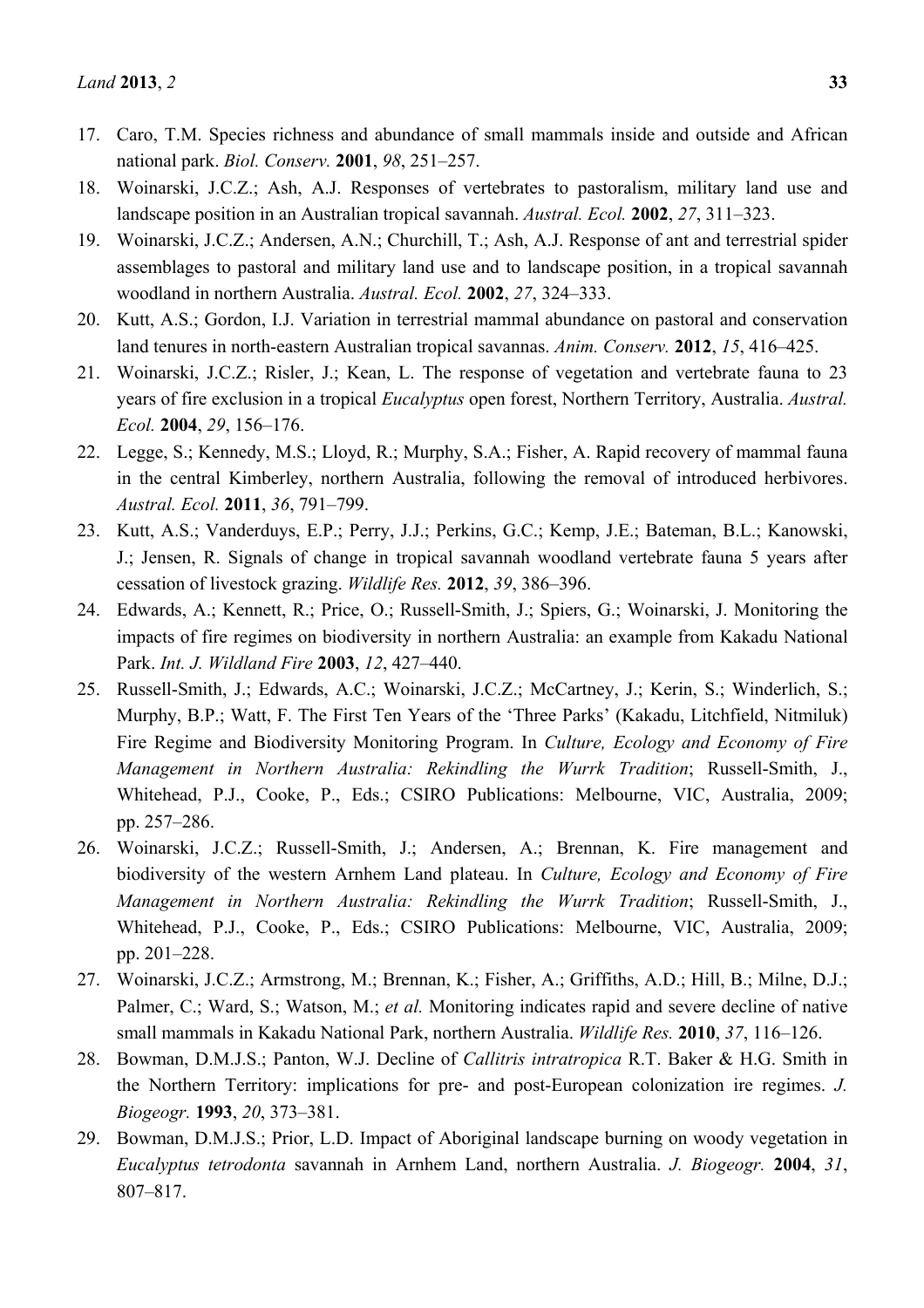17. Caro, T.M. Species richness and abundance of small mammals inside and outside and African national park. *Biol. Conserv.* **2001**, *98*, 251–257.
18. Woinarski, J.C.Z.; Ash, A.J. Responses of vertebrates to pastoralism, military land use and landscape position in an Australian tropical savannah. *Austral. Ecol.* **2002**, *27*, 311–323.
19. Woinarski, J.C.Z.; Andersen, A.N.; Churchill, T.; Ash, A.J. Response of ant and terrestrial spider assemblages to pastoral and military land use and to landscape position, in a tropical savannah woodland in northern Australia. *Austral. Ecol.* **2002**, *27*, 324–333.
20. Kutt, A.S.; Gordon, I.J. Variation in terrestrial mammal abundance on pastoral and conservation land tenures in north-eastern Australian tropical savannas. *Anim. Conserv.* **2012**, *15*, 416–425.
21. Woinarski, J.C.Z.; Risler, J.; Kean, L. The response of vegetation and vertebrate fauna to 23 years of fire exclusion in a tropical *Eucalyptus* open forest, Northern Territory, Australia. *Austral. Ecol.* **2004**, *29*, 156–176.
22. Legge, S.; Kennedy, M.S.; Lloyd, R.; Murphy, S.A.; Fisher, A. Rapid recovery of mammal fauna in the central Kimberley, northern Australia, following the removal of introduced herbivores. *Austral. Ecol.* **2011**, *36*, 791–799.
23. Kutt, A.S.; Vanderduys, E.P.; Perry, J.J.; Perkins, G.C.; Kemp, J.E.; Bateman, B.L.; Kanowski, J.; Jensen, R. Signals of change in tropical savannah woodland vertebrate fauna 5 years after cessation of livestock grazing. *Wildlife Res.* **2012**, *39*, 386–396.
24. Edwards, A.; Kennett, R.; Price, O.; Russell-Smith, J.; Spiers, G.; Woinarski, J. Monitoring the impacts of fire regimes on biodiversity in northern Australia: an example from Kakadu National Park. *Int. J. Wildland Fire* **2003**, *12*, 427–440.
25. Russell-Smith, J.; Edwards, A.C.; Woinarski, J.C.Z.; McCartney, J.; Kerin, S.; Winderlich, S.; Murphy, B.P.; Watt, F. The First Ten Years of the 'Three Parks' (Kakadu, Litchfield, Nitmiluk) Fire Regime and Biodiversity Monitoring Program. In *Culture, Ecology and Economy of Fire Management in Northern Australia: Rekindling the Wurrk Tradition*; Russell-Smith, J., Whitehead, P.J., Cooke, P., Eds.; CSIRO Publications: Melbourne, VIC, Australia, 2009; pp. 257–286.
26. Woinarski, J.C.Z.; Russell-Smith, J.; Andersen, A.; Brennan, K. Fire management and biodiversity of the western Arnhem Land plateau. In *Culture, Ecology and Economy of Fire Management in Northern Australia: Rekindling the Wurrk Tradition*; Russell-Smith, J., Whitehead, P.J., Cooke, P., Eds.; CSIRO Publications: Melbourne, VIC, Australia, 2009; pp. 201–228.
27. Woinarski, J.C.Z.; Armstrong, M.; Brennan, K.; Fisher, A.; Griffiths, A.D.; Hill, B.; Milne, D.J.; Palmer, C.; Ward, S.; Watson, M.; *et al.* Monitoring indicates rapid and severe decline of native small mammals in Kakadu National Park, northern Australia. *Wildlife Res.* **2010**, *37*, 116–126.
28. Bowman, D.M.J.S.; Panton, W.J. Decline of *Callitris intratropica* R.T. Baker & H.G. Smith in the Northern Territory: implications for pre- and post-European colonization ire regimes. *J. Biogeogr.* **1993**, *20*, 373–381.
29. Bowman, D.M.J.S.; Prior, L.D. Impact of Aboriginal landscape burning on woody vegetation in *Eucalyptus tetrodonta* savannah in Arnhem Land, northern Australia. *J. Biogeogr.* **2004**, *31*, 807–817.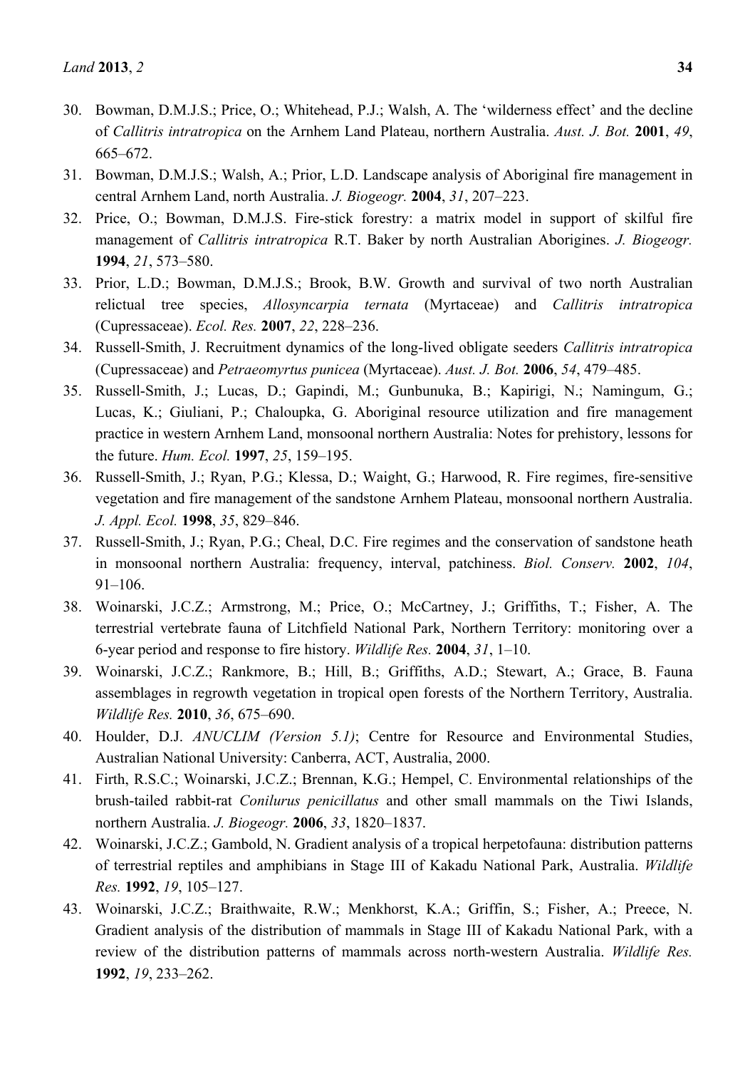30. Bowman, D.M.J.S.; Price, O.; Whitehead, P.J.; Walsh, A. The 'wilderness effect' and the decline of *Callitris intratropica* on the Arnhem Land Plateau, northern Australia. *Aust. J. Bot.* **2001**, *49*, 665–672.
31. Bowman, D.M.J.S.; Walsh, A.; Prior, L.D. Landscape analysis of Aboriginal fire management in central Arnhem Land, north Australia. *J. Biogeogr.* **2004**, *31*, 207–223.
32. Price, O.; Bowman, D.M.J.S. Fire-stick forestry: a matrix model in support of skilful fire management of *Callitris intratropica* R.T. Baker by north Australian Aborigines. *J. Biogeogr.* **1994**, *21*, 573–580.
33. Prior, L.D.; Bowman, D.M.J.S.; Brook, B.W. Growth and survival of two north Australian relictual tree species, *Allosyncarpia ternata* (Myrtaceae) and *Callitris intratropica* (Cupressaceae). *Ecol. Res.* **2007**, *22*, 228–236.
34. Russell-Smith, J. Recruitment dynamics of the long-lived obligate seeders *Callitris intratropica* (Cupressaceae) and *Petraeomyrtus punicea* (Myrtaceae). *Aust. J. Bot.* **2006**, *54*, 479–485.
35. Russell-Smith, J.; Lucas, D.; Gapindi, M.; Gunbunuka, B.; Kapirigi, N.; Namingum, G.; Lucas, K.; Giuliani, P.; Chaloupka, G. Aboriginal resource utilization and fire management practice in western Arnhem Land, monsoonal northern Australia: Notes for prehistory, lessons for the future. *Hum. Ecol.* **1997**, *25*, 159–195.
36. Russell-Smith, J.; Ryan, P.G.; Klessa, D.; Waight, G.; Harwood, R. Fire regimes, fire-sensitive vegetation and fire management of the sandstone Arnhem Plateau, monsoonal northern Australia. *J. Appl. Ecol.* **1998**, *35*, 829–846.
37. Russell-Smith, J.; Ryan, P.G.; Cheal, D.C. Fire regimes and the conservation of sandstone heath in monsoonal northern Australia: frequency, interval, patchiness. *Biol. Conserv.* **2002**, *104*, 91–106.
38. Woinarski, J.C.Z.; Armstrong, M.; Price, O.; McCartney, J.; Griffiths, T.; Fisher, A. The terrestrial vertebrate fauna of Litchfield National Park, Northern Territory: monitoring over a 6-year period and response to fire history. *Wildlife Res.* **2004**, *31*, 1–10.
39. Woinarski, J.C.Z.; Rankmore, B.; Hill, B.; Griffiths, A.D.; Stewart, A.; Grace, B. Fauna assemblages in regrowth vegetation in tropical open forests of the Northern Territory, Australia. *Wildlife Res.* **2010**, *36*, 675–690.
40. Houlder, D.J. *ANUCLIM (Version 5.1)*; Centre for Resource and Environmental Studies, Australian National University: Canberra, ACT, Australia, 2000.
41. Firth, R.S.C.; Woinarski, J.C.Z.; Brennan, K.G.; Hempel, C. Environmental relationships of the brush-tailed rabbit-rat *Conilurus penicillatus* and other small mammals on the Tiwi Islands, northern Australia. *J. Biogeogr.* **2006**, *33*, 1820–1837.
42. Woinarski, J.C.Z.; Gambold, N. Gradient analysis of a tropical herpetofauna: distribution patterns of terrestrial reptiles and amphibians in Stage III of Kakadu National Park, Australia. *Wildlife Res.* **1992**, *19*, 105–127.
43. Woinarski, J.C.Z.; Braithwaite, R.W.; Menkhorst, K.A.; Griffin, S.; Fisher, A.; Preece, N. Gradient analysis of the distribution of mammals in Stage III of Kakadu National Park, with a review of the distribution patterns of mammals across north-western Australia. *Wildlife Res.* **1992**, *19*, 233–262.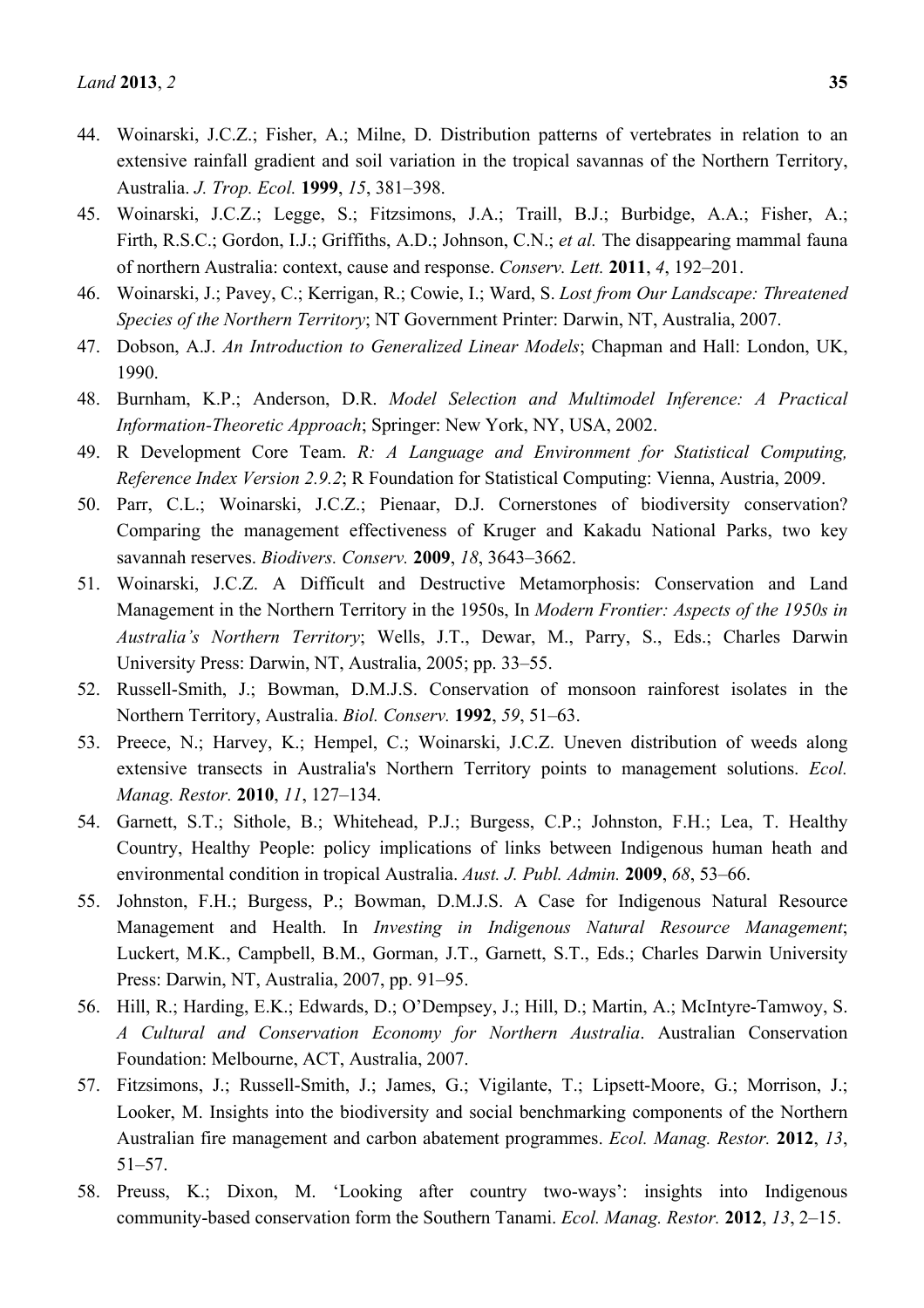44. Woinarski, J.C.Z.; Fisher, A.; Milne, D. Distribution patterns of vertebrates in relation to an extensive rainfall gradient and soil variation in the tropical savannas of the Northern Territory, Australia. *J. Trop. Ecol.* **1999**, *15*, 381–398.
45. Woinarski, J.C.Z.; Legge, S.; Fitzsimons, J.A.; Traill, B.J.; Burbidge, A.A.; Fisher, A.; Firth, R.S.C.; Gordon, I.J.; Griffiths, A.D.; Johnson, C.N.; *et al.* The disappearing mammal fauna of northern Australia: context, cause and response. *Conserv. Lett.* **2011**, *4*, 192–201.
46. Woinarski, J.; Pavey, C.; Kerrigan, R.; Cowie, I.; Ward, S. *Lost from Our Landscape: Threatened Species of the Northern Territory*; NT Government Printer: Darwin, NT, Australia, 2007.
47. Dobson, A.J. *An Introduction to Generalized Linear Models*; Chapman and Hall: London, UK, 1990.
48. Burnham, K.P.; Anderson, D.R. *Model Selection and Multimodel Inference: A Practical Information-Theoretic Approach*; Springer: New York, NY, USA, 2002.
49. R Development Core Team. *R: A Language and Environment for Statistical Computing, Reference Index Version 2.9.2*; R Foundation for Statistical Computing: Vienna, Austria, 2009.
50. Parr, C.L.; Woinarski, J.C.Z.; Pienaar, D.J. Cornerstones of biodiversity conservation? Comparing the management effectiveness of Kruger and Kakadu National Parks, two key savannah reserves. *Biodivers. Conserv.* **2009**, *18*, 3643–3662.
51. Woinarski, J.C.Z. A Difficult and Destructive Metamorphosis: Conservation and Land Management in the Northern Territory in the 1950s, In *Modern Frontier: Aspects of the 1950s in Australia's Northern Territory*; Wells, J.T., Dewar, M., Parry, S., Eds.; Charles Darwin University Press: Darwin, NT, Australia, 2005; pp. 33–55.
52. Russell-Smith, J.; Bowman, D.M.J.S. Conservation of monsoon rainforest isolates in the Northern Territory, Australia. *Biol. Conserv.* **1992**, *59*, 51–63.
53. Preece, N.; Harvey, K.; Hempel, C.; Woinarski, J.C.Z. Uneven distribution of weeds along extensive transects in Australia's Northern Territory points to management solutions. *Ecol. Manag. Restor.* **2010**, *11*, 127–134.
54. Garnett, S.T.; Sithole, B.; Whitehead, P.J.; Burgess, C.P.; Johnston, F.H.; Lea, T. Healthy Country, Healthy People: policy implications of links between Indigenous human heath and environmental condition in tropical Australia. *Aust. J. Publ. Admin.* **2009**, *68*, 53–66.
55. Johnston, F.H.; Burgess, P.; Bowman, D.M.J.S. A Case for Indigenous Natural Resource Management and Health. In *Investing in Indigenous Natural Resource Management*; Luckert, M.K., Campbell, B.M., Gorman, J.T., Garnett, S.T., Eds.; Charles Darwin University Press: Darwin, NT, Australia, 2007, pp. 91–95.
56. Hill, R.; Harding, E.K.; Edwards, D.; O'Dempsey, J.; Hill, D.; Martin, A.; McIntyre-Tamwoy, S. *A Cultural and Conservation Economy for Northern Australia*. Australian Conservation Foundation: Melbourne, ACT, Australia, 2007.
57. Fitzsimons, J.; Russell-Smith, J.; James, G.; Vigilante, T.; Lipsett-Moore, G.; Morrison, J.; Looker, M. Insights into the biodiversity and social benchmarking components of the Northern Australian fire management and carbon abatement programmes. *Ecol. Manag. Restor.* **2012**, *13*, 51–57.
58. Preuss, K.; Dixon, M. 'Looking after country two-ways': insights into Indigenous community-based conservation form the Southern Tanami. *Ecol. Manag. Restor.* **2012**, *13*, 2–15.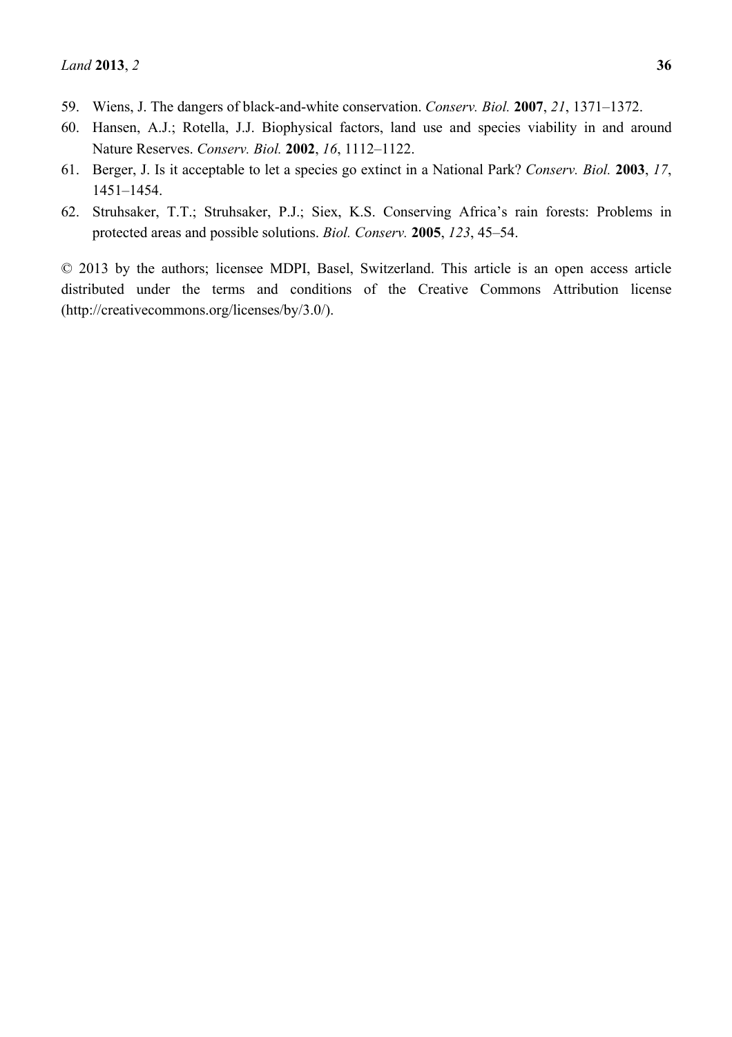59. Wiens, J. The dangers of black-and-white conservation. *Conserv. Biol.* **2007**, *21*, 1371–1372.
60. Hansen, A.J.; Rotella, J.J. Biophysical factors, land use and species viability in and around Nature Reserves. *Conserv. Biol.* **2002**, *16*, 1112–1122.
61. Berger, J. Is it acceptable to let a species go extinct in a National Park? *Conserv. Biol.* **2003**, *17*, 1451–1454.
62. Struhsaker, T.T.; Struhsaker, P.J.; Siex, K.S. Conserving Africa's rain forests: Problems in protected areas and possible solutions. *Biol. Conserv.* **2005**, *123*, 45–54.

© 2013 by the authors; licensee MDPI, Basel, Switzerland. This article is an open access article distributed under the terms and conditions of the Creative Commons Attribution license (http://creativecommons.org/licenses/by/3.0/).